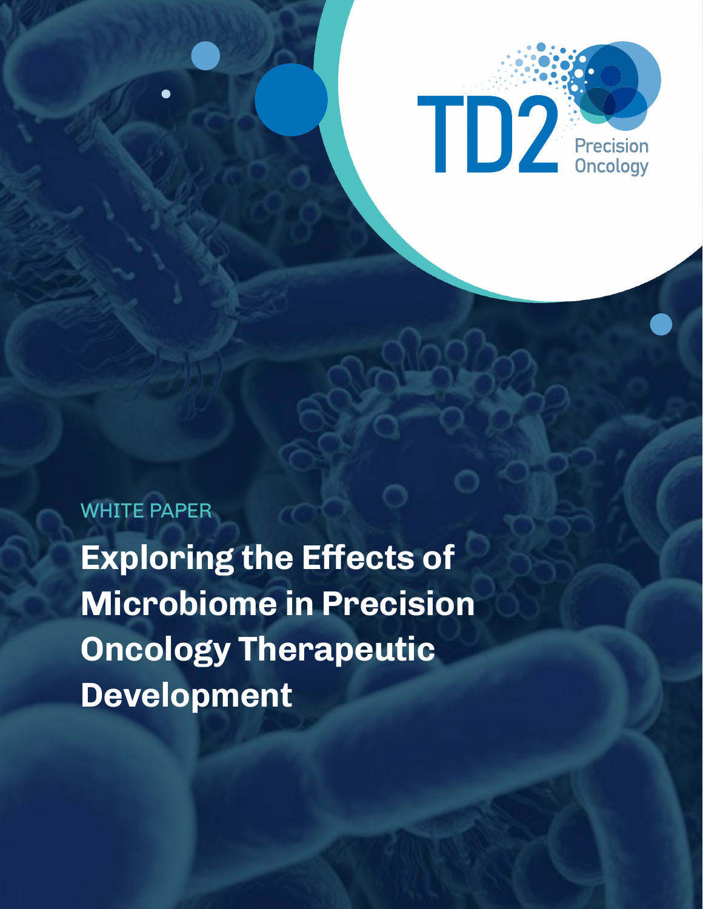TD2 Precision Oncology

WHITE PAPER

# Exploring the Effects of Microbiome in Precision Oncology Therapeutic Development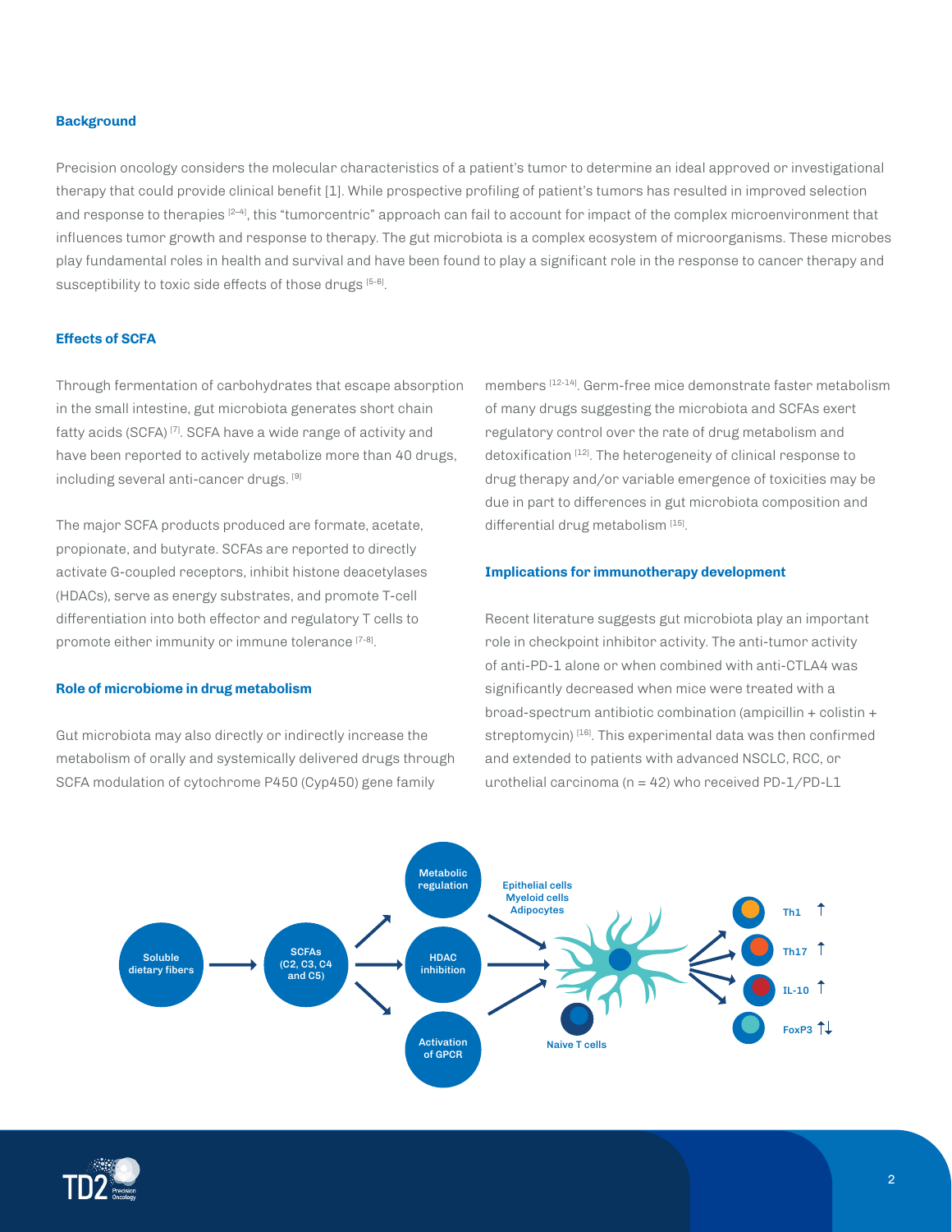## Background

Precision oncology considers the molecular characteristics of a patient's tumor to determine an ideal approved or investigational therapy that could provide clinical benefit [1]. While prospective profiling of patient's tumors has resulted in improved selection and response to therapies [2–4], this "tumorcentric" approach can fail to account for impact of the complex microenvironment that influences tumor growth and response to therapy. The gut microbiota is a complex ecosystem of microorganisms. These microbes play fundamental roles in health and survival and have been found to play a significant role in the response to cancer therapy and susceptibility to toxic side effects of those drugs [5-6].

## Effects of SCFA

Through fermentation of carbohydrates that escape absorption in the small intestine, gut microbiota generates short chain fatty acids (SCFA) [7]. SCFA have a wide range of activity and have been reported to actively metabolize more than 40 drugs, including several anti-cancer drugs. [9]

The major SCFA products produced are formate, acetate, propionate, and butyrate. SCFAs are reported to directly activate G-coupled receptors, inhibit histone deacetylases (HDACs), serve as energy substrates, and promote T-cell differentiation into both effector and regulatory T cells to promote either immunity or immune tolerance [7-8].

## Role of microbiome in drug metabolism

Gut microbiota may also directly or indirectly increase the metabolism of orally and systemically delivered drugs through SCFA modulation of cytochrome P450 (Cyp450) gene family members [12-14]. Germ-free mice demonstrate faster metabolism of many drugs suggesting the microbiota and SCFAs exert regulatory control over the rate of drug metabolism and detoxification [12]. The heterogeneity of clinical response to drug therapy and/or variable emergence of toxicities may be due in part to differences in gut microbiota composition and differential drug metabolism [15].

## Implications for immunotherapy development

Recent literature suggests gut microbiota play an important role in checkpoint inhibitor activity. The anti-tumor activity of anti-PD-1 alone or when combined with anti-CTLA4 was significantly decreased when mice were treated with a broad-spectrum antibiotic combination (ampicillin + colistin + streptomycin) [16]. This experimental data was then confirmed and extended to patients with advanced NSCLC, RCC, or urothelial carcinoma (n = 42) who received PD-1/PD-L1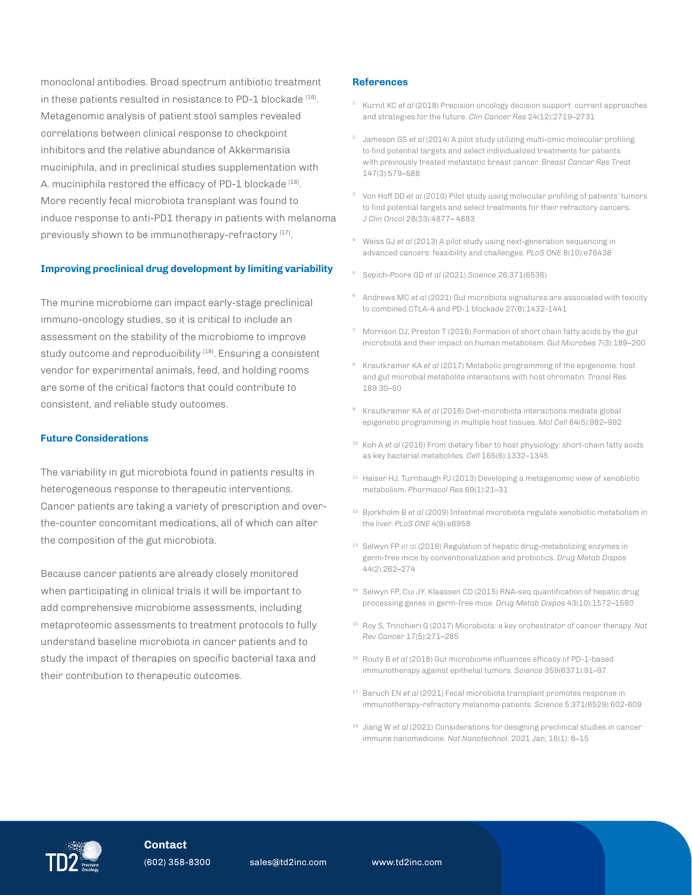monoclonal antibodies. Broad spectrum antibiotic treatment in these patients resulted in resistance to PD-1 blockade [16]. Metagenomic analysis of patient stool samples revealed correlations between clinical response to checkpoint inhibitors and the relative abundance of Akkermansia muciniphila, and in preclinical studies supplementation with A. muciniphila restored the efficacy of PD-1 blockade [16]. More recently fecal microbiota transplant was found to induce response to anti-PD1 therapy in patients with melanoma previously shown to be immunotherapy-refractory [17].

### Improving preclinical drug development by limiting variability

The murine microbiome can impact early-stage preclinical immuno-oncology studies, so it is critical to include an assessment on the stability of the microbiome to improve study outcome and reproducibility [18]. Ensuring a consistent vendor for experimental animals, feed, and holding rooms are some of the critical factors that could contribute to consistent, and reliable study outcomes.

### Future Considerations

The variability in gut microbiota found in patients results in heterogeneous response to therapeutic interventions. Cancer patients are taking a variety of prescription and over-the-counter concomitant medications, all of which can alter the composition of the gut microbiota.

Because cancer patients are already closely monitored when participating in clinical trials it will be important to add comprehensive microbiome assessments, including metaproteomic assessments to treatment protocols to fully understand baseline microbiota in cancer patients and to study the impact of therapies on specific bacterial taxa and their contribution to therapeutic outcomes.

### References

1. Kurnit KC *et al* (2018) Precision oncology decision support: current approaches and strategies for the future. *Clin Cancer Res* 24(12):2719–2731
2. Jameson GS *et al* (2014) A pilot study utilizing multi-omic molecular profiling to find potential targets and select individualized treatments for patients with previously treated metastatic breast cancer. *Breast Cancer Res Treat* 147(3):579–588
3. Von Hoff DD *et al* (2010) Pilot study using molecular profiling of patients' tumors to find potential targets and select treatments for their refractory cancers. *J Clin Oncol* 28(33):4877– 4883
4. Weiss GJ *et al* (2013) A pilot study using next-generation sequencing in advanced cancers: feasibility and challenges. *PLoS ONE* 8(10):e76438
5. Sepich-Poore GD *et al* (2021) *Science* 26;371(6536)
6. Andrews MC *et al* (2021) Gut microbiota signatures are associated with toxicity to combined CTLA-4 and PD-1 blockade 27(8):1432-1441
7. Morrison DJ, Preston T (2016) Formation of short chain fatty acids by the gut microbiota and their impact on human metabolism. *Gut Microbes* 7(3):189–200
8. Krautkramer KA *et al* (2017) Metabolic programming of the epigenome: host and gut microbial metabolite interactions with host chromatin. *Transl Res* 189:30–50
9. Krautkramer KA *et al* (2016) Diet-microbiota interactions mediate global epigenetic programming in multiple host tissues. *Mol Cell* 64(5):982–992
10. Koh A *et al* (2016) From dietary fiber to host physiology: short-chain fatty acids as key bacterial metabolites. *Cell* 165(6):1332–1345
11. Haiser HJ, Turnbaugh PJ (2013) Developing a metagenomic view of xenobiotic metabolism. *Pharmacol Res* 69(1):21–31
12. Bjorkholm B *et al* (2009) Intestinal microbiota regulate xenobiotic metabolism in the liver. *PLoS ONE* 4(9):e6958
13. Selwyn FP *et al* (2016) Regulation of hepatic drug-metabolizing enzymes in germ-free mice by conventionalization and probiotics. *Drug Metab Dispos* 44(2):262–274
14. Selwyn FP, Cui JY, Klaassen CD (2015) RNA-seq quantification of hepatic drug processing genes in germ-free mice. *Drug Metab Dispos* 43(10):1572–1580
15. Roy S, Trinchieri G (2017) Microbiota: a key orchestrator of cancer therapy. *Nat Rev Cancer* 17(5):271–285
16. Routy B *et al* (2018) Gut microbiome influences efficacy of PD-1-based immunotherapy against epithelial tumors. *Science* 359(6371):91–97
17. Baruch EN *et al* (2021) Fecal microbiota transplant promotes response in immunotherapy-refractory melanoma patients. *Science* 5;371(6529):602-609
18. Jiang W *et al* (2021) Considerations for designing preclinical studies in cancer immune nanomedicine. *Nat Nanotechnol*. 2021 Jan; 16(1): 6–15

**Contact**

(602) 358-8300 sales@td2inc.com www.td2inc.com